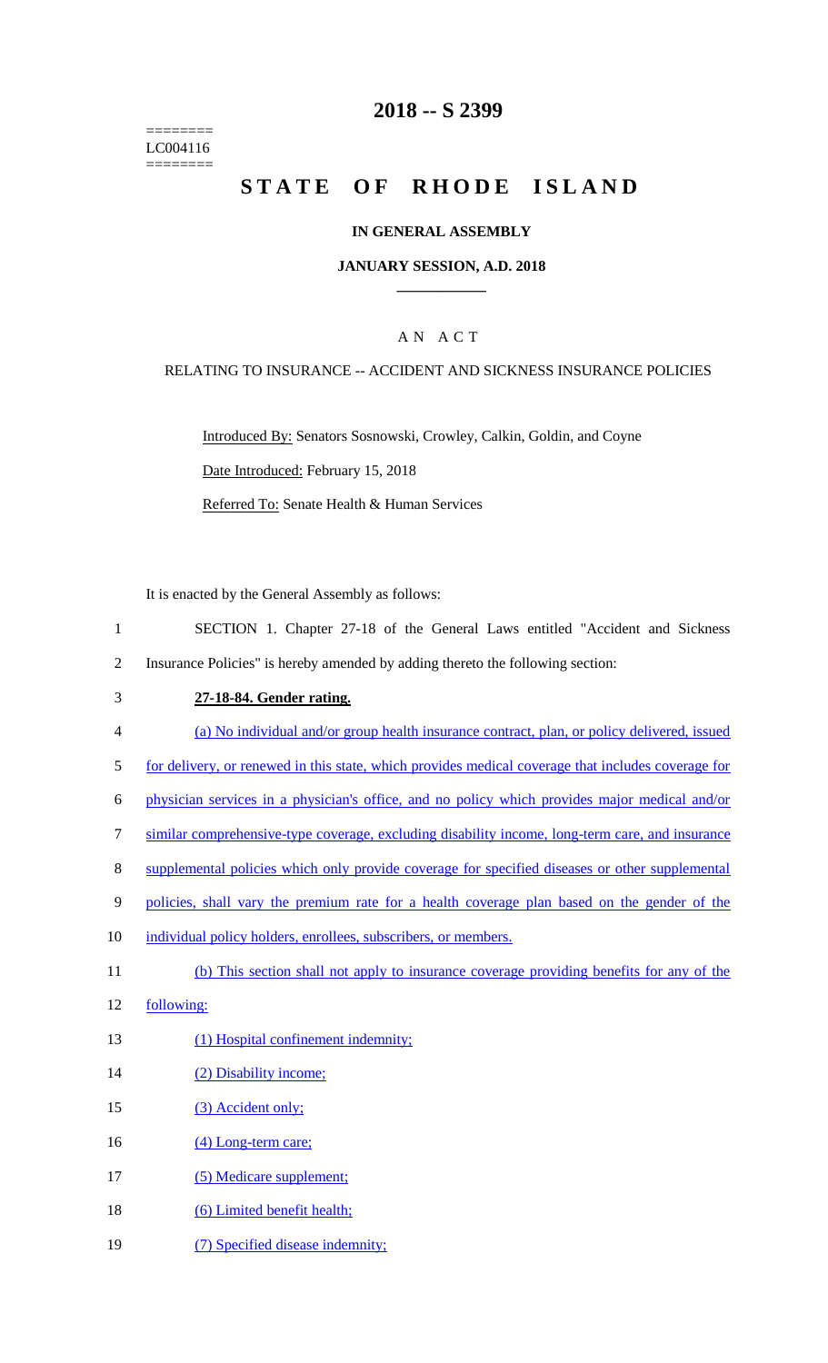========
LC004116
========

# 2018 -- S 2399

# STATE OF RHODE ISLAND

## IN GENERAL ASSEMBLY

## JANUARY SESSION, A.D. 2018

## A N A C T

RELATING TO INSURANCE -- ACCIDENT AND SICKNESS INSURANCE POLICIES

Introduced By: Senators Sosnowski, Crowley, Calkin, Goldin, and Coyne

Date Introduced: February 15, 2018

Referred To: Senate Health & Human Services

It is enacted by the General Assembly as follows:

1 SECTION 1. Chapter 27-18 of the General Laws entitled "Accident and Sickness
2 Insurance Policies" is hereby amended by adding thereto the following section:

3 **27-18-84. Gender rating.**

4 (a) No individual and/or group health insurance contract, plan, or policy delivered, issued
5 for delivery, or renewed in this state, which provides medical coverage that includes coverage for
6 physician services in a physician's office, and no policy which provides major medical and/or
7 similar comprehensive-type coverage, excluding disability income, long-term care, and insurance
8 supplemental policies which only provide coverage for specified diseases or other supplemental
9 policies, shall vary the premium rate for a health coverage plan based on the gender of the
10 individual policy holders, enrollees, subscribers, or members.

11 (b) This section shall not apply to insurance coverage providing benefits for any of the
12 following:

13 (1) Hospital confinement indemnity;

14 (2) Disability income;

15 (3) Accident only;

16 (4) Long-term care;

17 (5) Medicare supplement;

18 (6) Limited benefit health;

19 (7) Specified disease indemnity;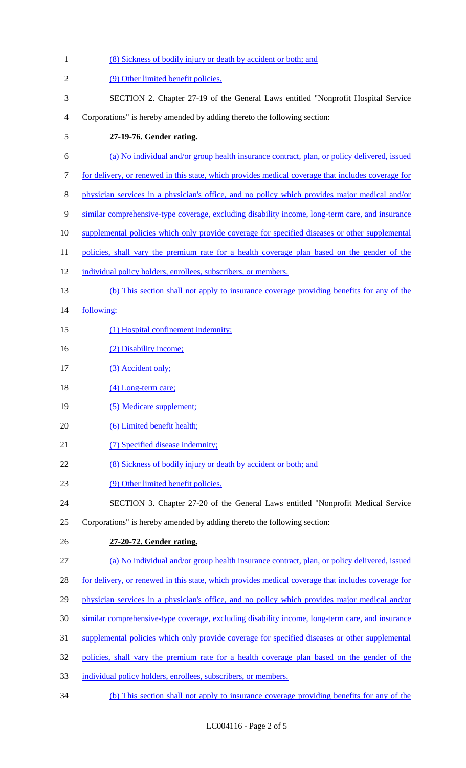(8) Sickness of bodily injury or death by accident or both; and

(9) Other limited benefit policies.

SECTION 2. Chapter 27-19 of the General Laws entitled "Nonprofit Hospital Service Corporations" is hereby amended by adding thereto the following section:

**27-19-76. Gender rating.**

(a) No individual and/or group health insurance contract, plan, or policy delivered, issued for delivery, or renewed in this state, which provides medical coverage that includes coverage for physician services in a physician's office, and no policy which provides major medical and/or similar comprehensive-type coverage, excluding disability income, long-term care, and insurance supplemental policies which only provide coverage for specified diseases or other supplemental policies, shall vary the premium rate for a health coverage plan based on the gender of the individual policy holders, enrollees, subscribers, or members.

(b) This section shall not apply to insurance coverage providing benefits for any of the following:

(1) Hospital confinement indemnity;

(2) Disability income;

(3) Accident only;

(4) Long-term care;

(5) Medicare supplement;

(6) Limited benefit health;

(7) Specified disease indemnity;

(8) Sickness of bodily injury or death by accident or both; and

(9) Other limited benefit policies.

SECTION 3. Chapter 27-20 of the General Laws entitled "Nonprofit Medical Service Corporations" is hereby amended by adding thereto the following section:

**27-20-72. Gender rating.**

(a) No individual and/or group health insurance contract, plan, or policy delivered, issued for delivery, or renewed in this state, which provides medical coverage that includes coverage for physician services in a physician's office, and no policy which provides major medical and/or similar comprehensive-type coverage, excluding disability income, long-term care, and insurance supplemental policies which only provide coverage for specified diseases or other supplemental policies, shall vary the premium rate for a health coverage plan based on the gender of the individual policy holders, enrollees, subscribers, or members.

(b) This section shall not apply to insurance coverage providing benefits for any of the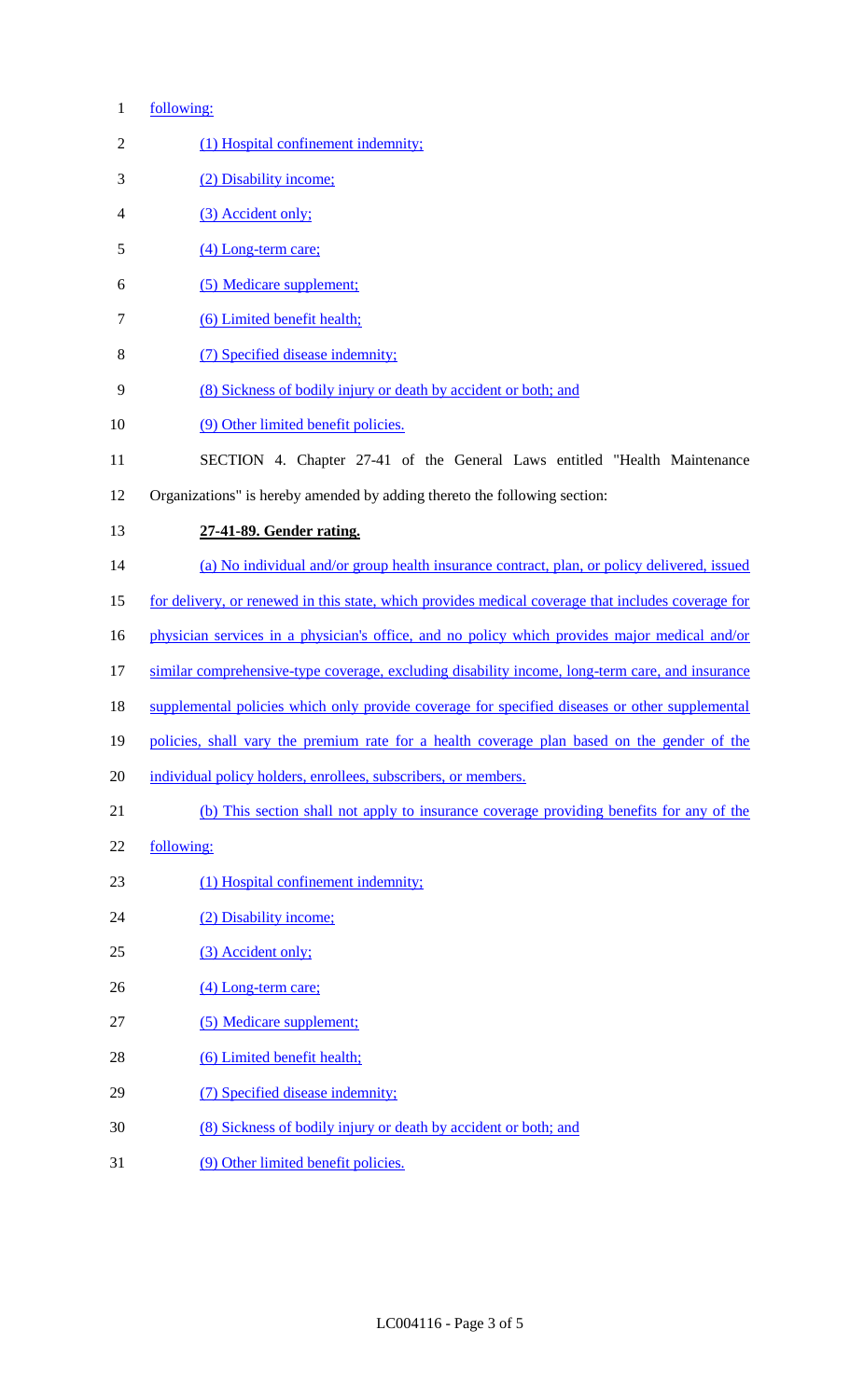following:

(1) Hospital confinement indemnity;

(2) Disability income;

(3) Accident only;

(4) Long-term care;

(5) Medicare supplement;

(6) Limited benefit health;

(7) Specified disease indemnity;

(8) Sickness of bodily injury or death by accident or both; and

(9) Other limited benefit policies.

SECTION 4. Chapter 27-41 of the General Laws entitled "Health Maintenance Organizations" is hereby amended by adding thereto the following section:

**27-41-89. Gender rating.**

(a) No individual and/or group health insurance contract, plan, or policy delivered, issued for delivery, or renewed in this state, which provides medical coverage that includes coverage for physician services in a physician's office, and no policy which provides major medical and/or similar comprehensive-type coverage, excluding disability income, long-term care, and insurance supplemental policies which only provide coverage for specified diseases or other supplemental policies, shall vary the premium rate for a health coverage plan based on the gender of the individual policy holders, enrollees, subscribers, or members.

(b) This section shall not apply to insurance coverage providing benefits for any of the following:

(1) Hospital confinement indemnity;

(2) Disability income;

(3) Accident only;

(4) Long-term care;

(5) Medicare supplement;

(6) Limited benefit health;

(7) Specified disease indemnity;

(8) Sickness of bodily injury or death by accident or both; and

(9) Other limited benefit policies.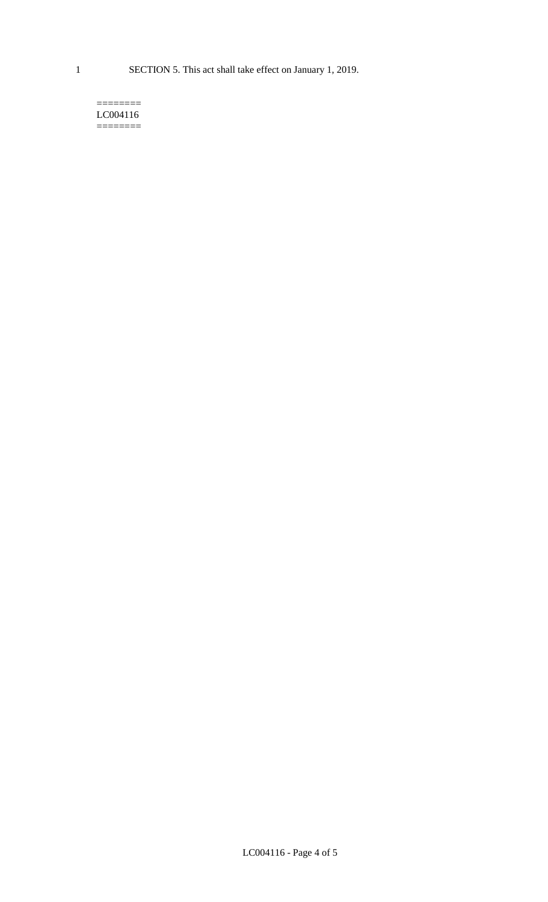SECTION 5. This act shall take effect on January 1, 2019.

========
LC004116
========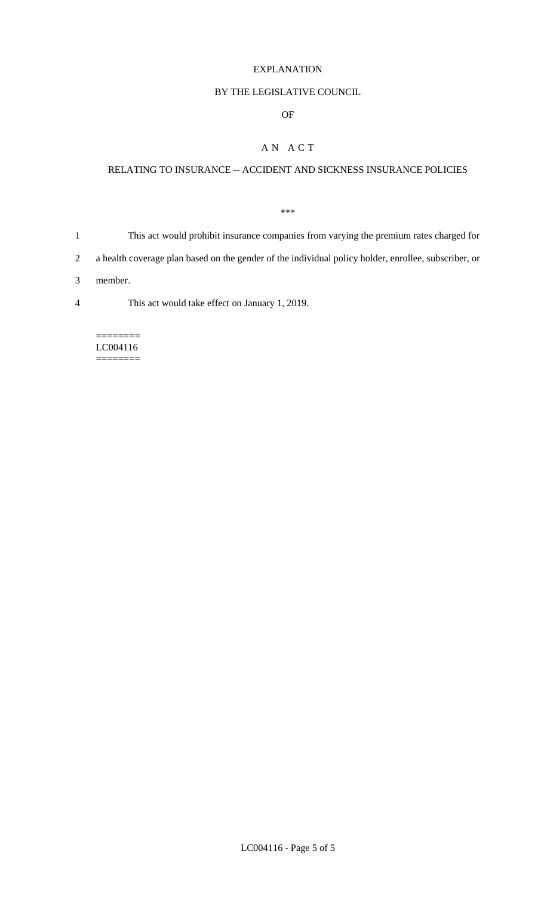EXPLANATION

BY THE LEGISLATIVE COUNCIL

OF

A N A C T

RELATING TO INSURANCE -- ACCIDENT AND SICKNESS INSURANCE POLICIES

\*\*\*

1 This act would prohibit insurance companies from varying the premium rates charged for
2 a health coverage plan based on the gender of the individual policy holder, enrollee, subscriber, or
3 member.

4 This act would take effect on January 1, 2019.

========
LC004116
========